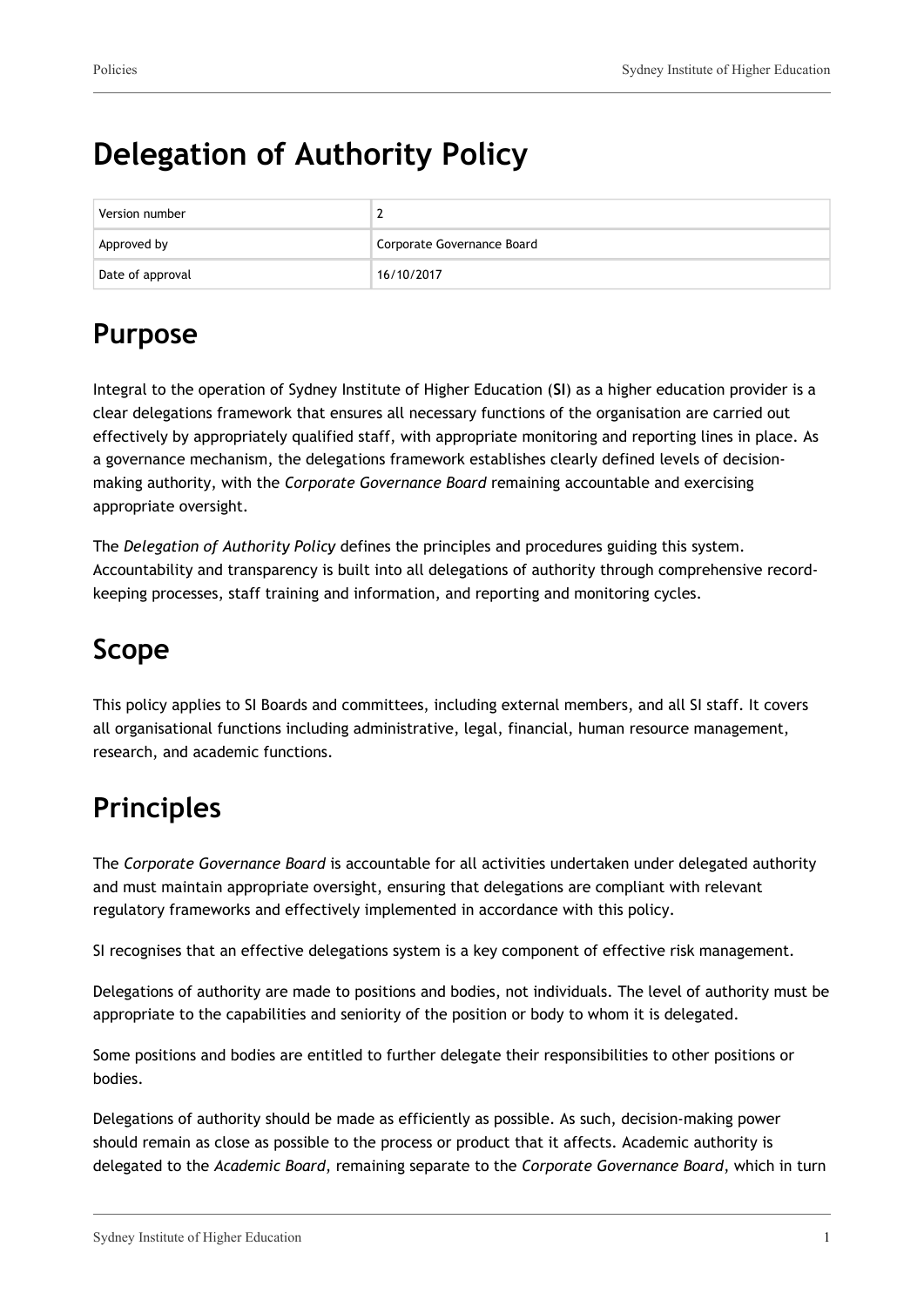# Delegation of Authority Policy

| Version number | 2 |
|---|---|
| Approved by | Corporate Governance Board |
| Date of approval | 16/10/2017 |

## Purpose

Integral to the operation of Sydney Institute of Higher Education (**SI**) as a higher education provider is a clear delegations framework that ensures all necessary functions of the organisation are carried out effectively by appropriately qualified staff, with appropriate monitoring and reporting lines in place. As a governance mechanism, the delegations framework establishes clearly defined levels of decision-making authority, with the *Corporate Governance Board* remaining accountable and exercising appropriate oversight.

The *Delegation of Authority Policy* defines the principles and procedures guiding this system. Accountability and transparency is built into all delegations of authority through comprehensive record-keeping processes, staff training and information, and reporting and monitoring cycles.

## Scope

This policy applies to SI Boards and committees, including external members, and all SI staff. It covers all organisational functions including administrative, legal, financial, human resource management, research, and academic functions.

## Principles

The *Corporate Governance Board* is accountable for all activities undertaken under delegated authority and must maintain appropriate oversight, ensuring that delegations are compliant with relevant regulatory frameworks and effectively implemented in accordance with this policy.

SI recognises that an effective delegations system is a key component of effective risk management.

Delegations of authority are made to positions and bodies, not individuals. The level of authority must be appropriate to the capabilities and seniority of the position or body to whom it is delegated.

Some positions and bodies are entitled to further delegate their responsibilities to other positions or bodies.

Delegations of authority should be made as efficiently as possible. As such, decision-making power should remain as close as possible to the process or product that it affects. Academic authority is delegated to the *Academic Board*, remaining separate to the *Corporate Governance Board*, which in turn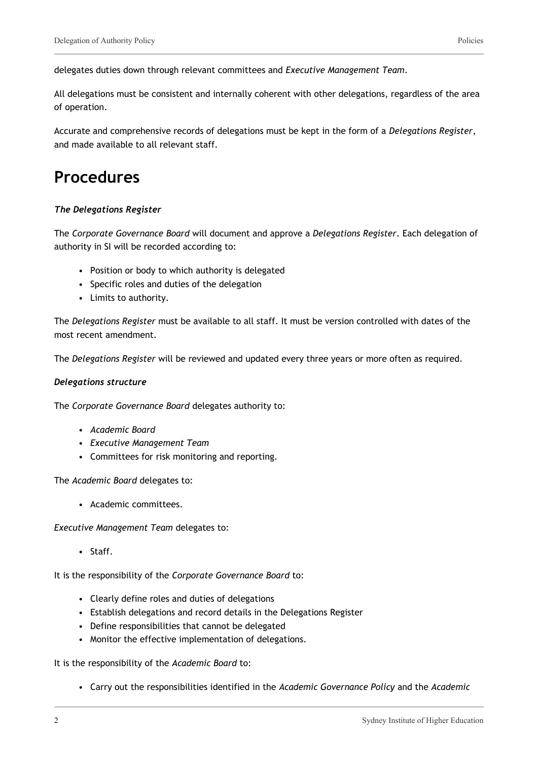delegates duties down through relevant committees and *Executive Management Team*.

All delegations must be consistent and internally coherent with other delegations, regardless of the area of operation.

Accurate and comprehensive records of delegations must be kept in the form of a *Delegations Register*, and made available to all relevant staff.

# Procedures

***The Delegations Register***

The *Corporate Governance Board* will document and approve a *Delegations Register*. Each delegation of authority in SI will be recorded according to:

- Position or body to which authority is delegated
- Specific roles and duties of the delegation
- Limits to authority.

The *Delegations Register* must be available to all staff. It must be version controlled with dates of the most recent amendment.

The *Delegations Register* will be reviewed and updated every three years or more often as required.

***Delegations structure***

The *Corporate Governance Board* delegates authority to:

- *Academic Board*
- *Executive Management Team*
- Committees for risk monitoring and reporting.

The *Academic Board* delegates to:

- Academic committees.

*Executive Management Team* delegates to:

- Staff.

It is the responsibility of the *Corporate Governance Board* to:

- Clearly define roles and duties of delegations
- Establish delegations and record details in the Delegations Register
- Define responsibilities that cannot be delegated
- Monitor the effective implementation of delegations.

It is the responsibility of the *Academic Board* to:

- Carry out the responsibilities identified in the *Academic Governance Policy* and the *Academic*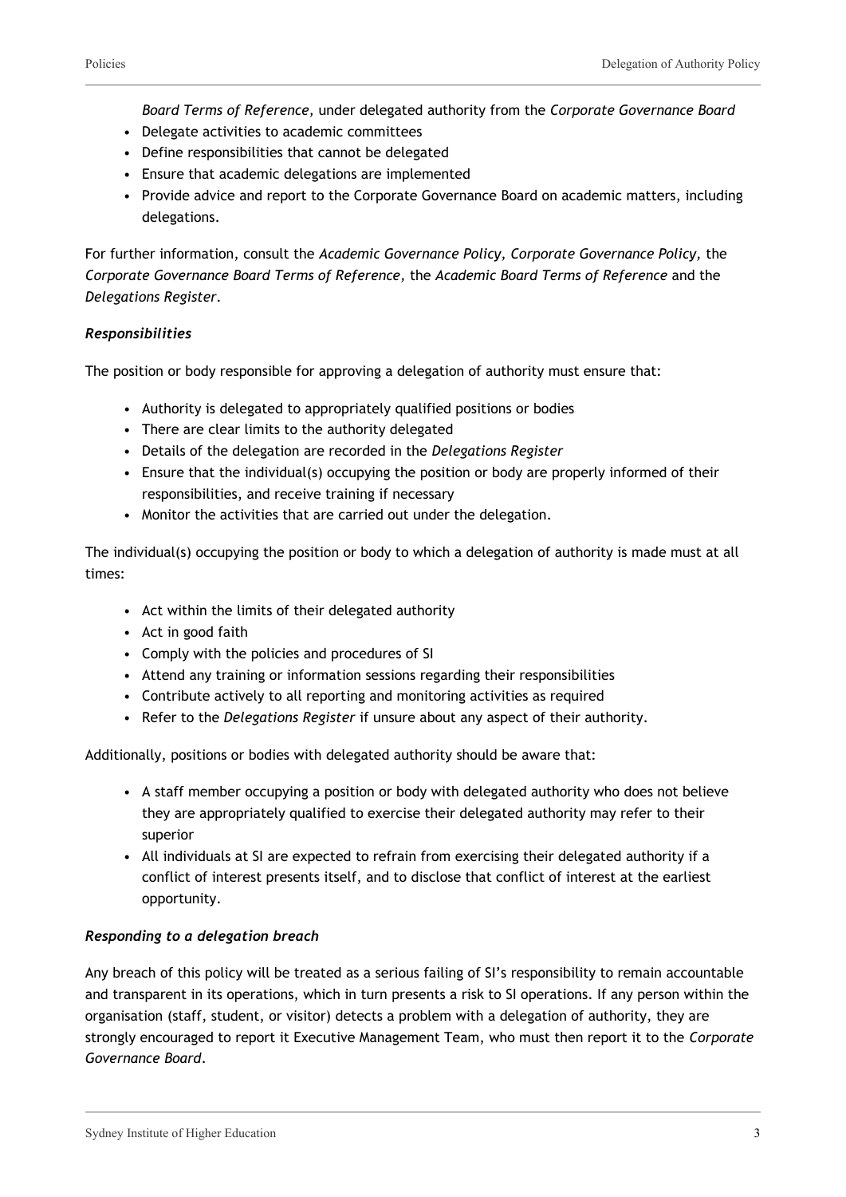*Board Terms of Reference,* under delegated authority from the *Corporate Governance Board*

- Delegate activities to academic committees
- Define responsibilities that cannot be delegated
- Ensure that academic delegations are implemented
- Provide advice and report to the Corporate Governance Board on academic matters, including delegations.

For further information, consult the *Academic Governance Policy, Corporate Governance Policy,* the *Corporate Governance Board Terms of Reference,* the *Academic Board Terms of Reference* and the *Delegations Register.*

### *Responsibilities*

The position or body responsible for approving a delegation of authority must ensure that:

- Authority is delegated to appropriately qualified positions or bodies
- There are clear limits to the authority delegated
- Details of the delegation are recorded in the *Delegations Register*
- Ensure that the individual(s) occupying the position or body are properly informed of their responsibilities, and receive training if necessary
- Monitor the activities that are carried out under the delegation.

The individual(s) occupying the position or body to which a delegation of authority is made must at all times:

- Act within the limits of their delegated authority
- Act in good faith
- Comply with the policies and procedures of SI
- Attend any training or information sessions regarding their responsibilities
- Contribute actively to all reporting and monitoring activities as required
- Refer to the *Delegations Register* if unsure about any aspect of their authority.

Additionally, positions or bodies with delegated authority should be aware that:

- A staff member occupying a position or body with delegated authority who does not believe they are appropriately qualified to exercise their delegated authority may refer to their superior
- All individuals at SI are expected to refrain from exercising their delegated authority if a conflict of interest presents itself, and to disclose that conflict of interest at the earliest opportunity.

### *Responding to a delegation breach*

Any breach of this policy will be treated as a serious failing of SI's responsibility to remain accountable and transparent in its operations, which in turn presents a risk to SI operations. If any person within the organisation (staff, student, or visitor) detects a problem with a delegation of authority, they are strongly encouraged to report it Executive Management Team, who must then report it to the *Corporate Governance Board*.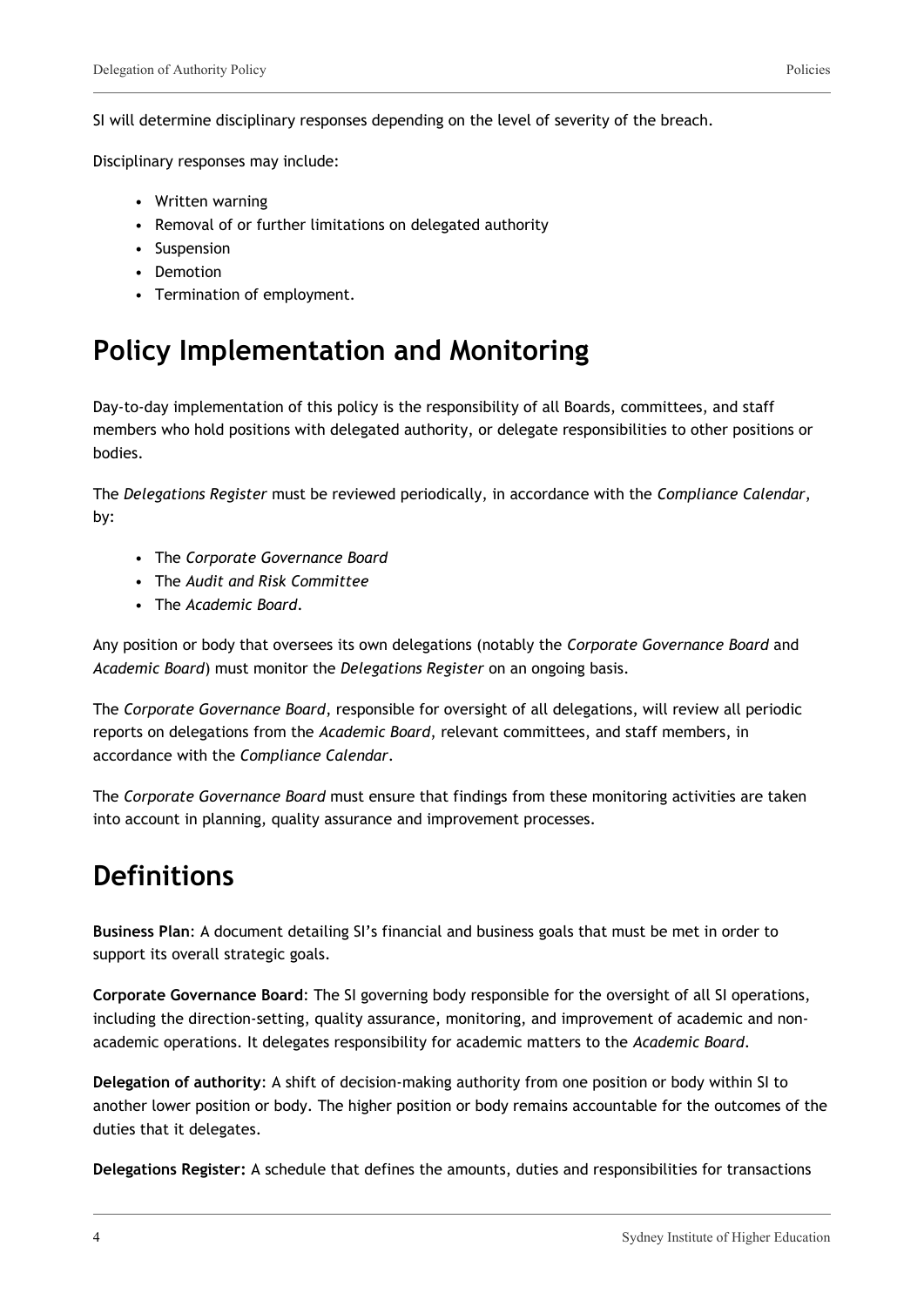SI will determine disciplinary responses depending on the level of severity of the breach.

Disciplinary responses may include:

- Written warning
- Removal of or further limitations on delegated authority
- Suspension
- Demotion
- Termination of employment.

# Policy Implementation and Monitoring

Day-to-day implementation of this policy is the responsibility of all Boards, committees, and staff members who hold positions with delegated authority, or delegate responsibilities to other positions or bodies.

The *Delegations Register* must be reviewed periodically, in accordance with the *Compliance Calendar*, by:

- The *Corporate Governance Board*
- The *Audit and Risk Committee*
- The *Academic Board*.

Any position or body that oversees its own delegations (notably the *Corporate Governance Board* and *Academic Board*) must monitor the *Delegations Register* on an ongoing basis.

The *Corporate Governance Board*, responsible for oversight of all delegations, will review all periodic reports on delegations from the *Academic Board*, relevant committees, and staff members, in accordance with the *Compliance Calendar*.

The *Corporate Governance Board* must ensure that findings from these monitoring activities are taken into account in planning, quality assurance and improvement processes.

# Definitions

**Business Plan**: A document detailing SI's financial and business goals that must be met in order to support its overall strategic goals.

**Corporate Governance Board**: The SI governing body responsible for the oversight of all SI operations, including the direction-setting, quality assurance, monitoring, and improvement of academic and non-academic operations. It delegates responsibility for academic matters to the *Academic Board*.

**Delegation of authority**: A shift of decision-making authority from one position or body within SI to another lower position or body. The higher position or body remains accountable for the outcomes of the duties that it delegates.

**Delegations Register:** A schedule that defines the amounts, duties and responsibilities for transactions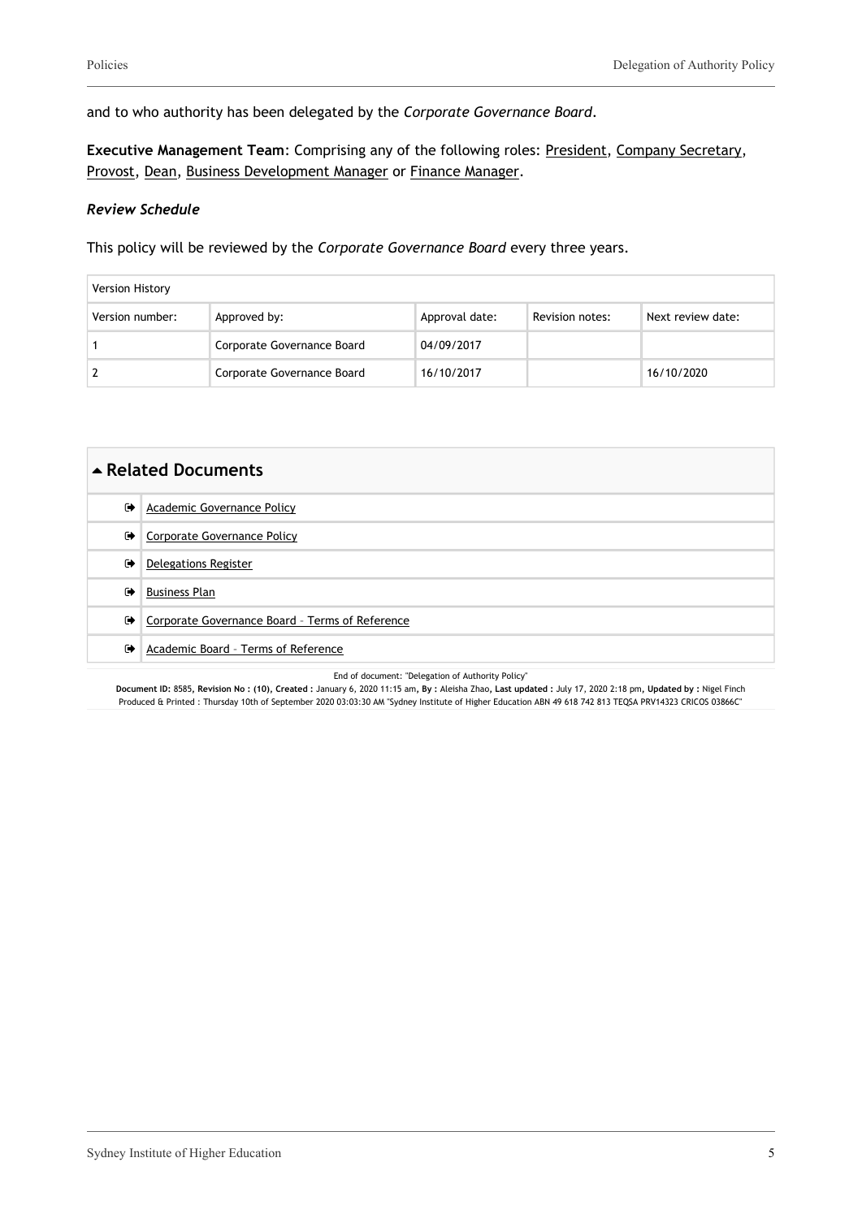and to who authority has been delegated by the *Corporate Governance Board*.

**Executive Management Team**: Comprising any of the following roles: President, Company Secretary, Provost, Dean, Business Development Manager or Finance Manager.

### *Review Schedule*

This policy will be reviewed by the *Corporate Governance Board* every three years.

| Version History | | | | |
|---|---|---|---|---|
| Version number: | Approved by: | Approval date: | Revision notes: | Next review date: |
| 1 | Corporate Governance Board | 04/09/2017 | | |
| 2 | Corporate Governance Board | 16/10/2017 | | 16/10/2020 |

## ▲ Related Documents

- Academic Governance Policy
- Corporate Governance Policy
- Delegations Register
- Business Plan
- Corporate Governance Board – Terms of Reference
- Academic Board – Terms of Reference

End of document: "Delegation of Authority Policy"

**Document ID:** 8585, **Revision No : (10)**, **Created :** January 6, 2020 11:15 am, **By :** Aleisha Zhao, **Last updated :** July 17, 2020 2:18 pm, **Updated by :** Nigel Finch
Produced & Printed : Thursday 10th of September 2020 03:03:30 AM "Sydney Institute of Higher Education ABN 49 618 742 813 TEQSA PRV14323 CRICOS 03866C"